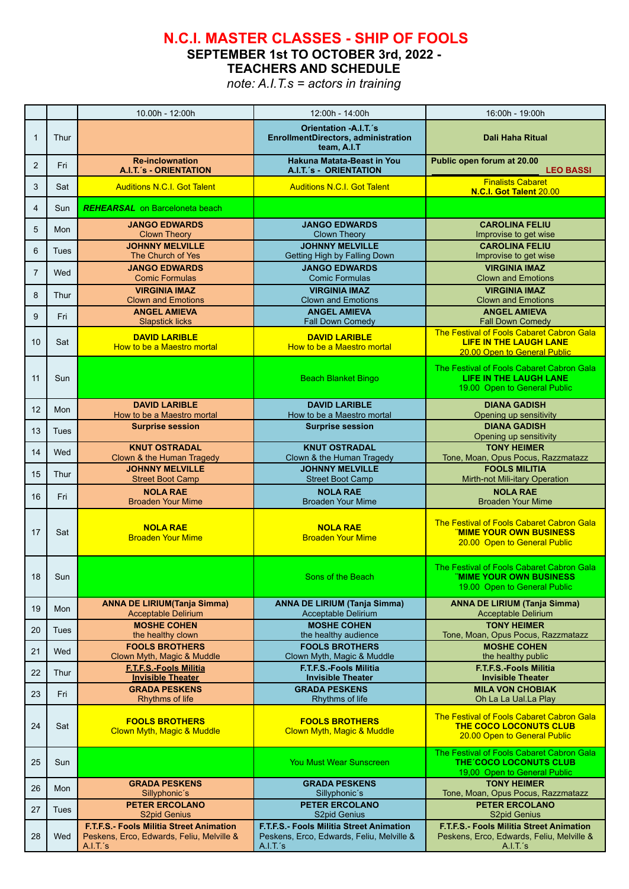# N.C.I. MASTER CLASSES - SHIP OF FOOLS

## SEPTEMBER 1st TO OCTOBER 3rd, 2022 - TEACHERS AND SCHEDULE

*note: A.I.T.s = actors in training*

| | | 10.00h - 12:00h | 12:00h - 14:00h | 16:00h - 19:00h |
|---|---|---|---|---|
| 1 | Thur | | **Orientation -A.I.T.´s EnrollmentDirectors, administration team, A.I.T** | **Dali Haha Ritual** |
| 2 | Fri | **Re-inclownation A.I.T.´s - ORIENTATION** | **Hakuna Matata-Beast in You A.I.T.´s - ORIENTATION** | **Public open forum at 20.00 LEO BASSI** |
| 3 | Sat | Auditions N.C.I. Got Talent | Auditions N.C.I. Got Talent | Finalists Cabaret **N.C.I. Got Talent** 20.00 |
| 4 | Sun | ***REHEARSAL*** on Barceloneta beach | | |
| 5 | Mon | **JANGO EDWARDS** Clown Theory | **JANGO EDWARDS** Clown Theory | **CAROLINA FELIU** Improvise to get wise |
| 6 | Tues | **JOHNNY MELVILLE** The Church of Yes | **JOHNNY MELVILLE** Getting High by Falling Down | **CAROLINA FELIU** Improvise to get wise |
| 7 | Wed | **JANGO EDWARDS** Comic Formulas | **JANGO EDWARDS** Comic Formulas | **VIRGINIA IMAZ** Clown and Emotions |
| 8 | Thur | **VIRGINIA IMAZ** Clown and Emotions | **VIRGINIA IMAZ** Clown and Emotions | **VIRGINIA IMAZ** Clown and Emotions |
| 9 | Fri | **ANGEL AMIEVA** Slapstick licks | **ANGEL AMIEVA** Fall Down Comedy | **ANGEL AMIEVA** Fall Down Comedy |
| 10 | Sat | **DAVID LARIBLE** How to be a Maestro mortal | **DAVID LARIBLE** How to be a Maestro mortal | The Festival of Fools Cabaret Cabron Gala **LIFE IN THE LAUGH LANE** 20.00 Open to General Public |
| 11 | Sun | | Beach Blanket Bingo | The Festival of Fools Cabaret Cabron Gala **LIFE IN THE LAUGH LANE** 19.00 Open to General Public |
| 12 | Mon | **DAVID LARIBLE** How to be a Maestro mortal | **DAVID LARIBLE** How to be a Maestro mortal | **DIANA GADISH** Opening up sensitivity |
| 13 | Tues | **Surprise session** | **Surprise session** | **DIANA GADISH** Opening up sensitivity |
| 14 | Wed | **KNUT OSTRADAL** Clown & the Human Tragedy | **KNUT OSTRADAL** Clown & the Human Tragedy | **TONY HEIMER** Tone, Moan, Opus Pocus, Razzmatazz |
| 15 | Thur | **JOHNNY MELVILLE** Street Boot Camp | **JOHNNY MELVILLE** Street Boot Camp | **FOOLS MILITIA** Mirth-not Mili-itary Operation |
| 16 | Fri | **NOLA RAE** Broaden Your Mime | **NOLA RAE** Broaden Your Mime | **NOLA RAE** Broaden Your Mime |
| 17 | Sat | **NOLA RAE** Broaden Your Mime | **NOLA RAE** Broaden Your Mime | The Festival of Fools Cabaret Cabron Gala **¨MIME YOUR OWN BUSINESS** 20.00 Open to General Public |
| 18 | Sun | | Sons of the Beach | The Festival of Fools Cabaret Cabron Gala **¨MIME YOUR OWN BUSINESS** 19.00 Open to General Public |
| 19 | Mon | **ANNA DE LIRIUM(Tanja Simma)** Acceptable Delirium | **ANNA DE LIRIUM (Tanja Simma)** Acceptable Delirium | **ANNA DE LIRIUM (Tanja Simma)** Acceptable Delirium |
| 20 | Tues | **MOSHE COHEN** the healthy clown | **MOSHE COHEN** the healthy audience | **TONY HEIMER** Tone, Moan, Opus Pocus, Razzmatazz |
| 21 | Wed | **FOOLS BROTHERS** Clown Myth, Magic & Muddle | **FOOLS BROTHERS** Clown Myth, Magic & Muddle | **MOSHE COHEN** the healthy public |
| 22 | Thur | **F.T.F.S.-Fools Militia Invisible Theater** | **F.T.F.S.-Fools Militia Invisible Theater** | **F.T.F.S.-Fools Militia Invisible Theater** |
| 23 | Fri | **GRADA PESKENS** Rhythms of life | **GRADA PESKENS** Rhythms of life | **MILA VON CHOBIAK** Oh La La Ual.La Play |
| 24 | Sat | **FOOLS BROTHERS** Clown Myth, Magic & Muddle | **FOOLS BROTHERS** Clown Myth, Magic & Muddle | The Festival of Fools Cabaret Cabron Gala **THE COCO LOCONUTS CLUB** 20.00 Open to General Public |
| 25 | Sun | | You Must Wear Sunscreen | The Festival of Fools Cabaret Cabron Gala **THE´COCO LOCONUTS CLUB** 19,00 Open to General Public |
| 26 | Mon | **GRADA PESKENS** Sillyphonic´s | **GRADA PESKENS** Sillyphonic´s | **TONY HEIMER** Tone, Moan, Opus Pocus, Razzmatazz |
| 27 | Tues | **PETER ERCOLANO** S2pid Genius | **PETER ERCOLANO** S2pid Genius | **PETER ERCOLANO** S2pid Genius |
| 28 | Wed | **F.T.F.S.- Fools Militia Street Animation** Peskens, Erco, Edwards, Feliu, Melville & A.I.T.´s | **F.T.F.S.- Fools Militia Street Animation** Peskens, Erco, Edwards, Feliu, Melville & A.I.T.´s | **F.T.F.S.- Fools Militia Street Animation** Peskens, Erco, Edwards, Feliu, Melville & A.I.T.´s |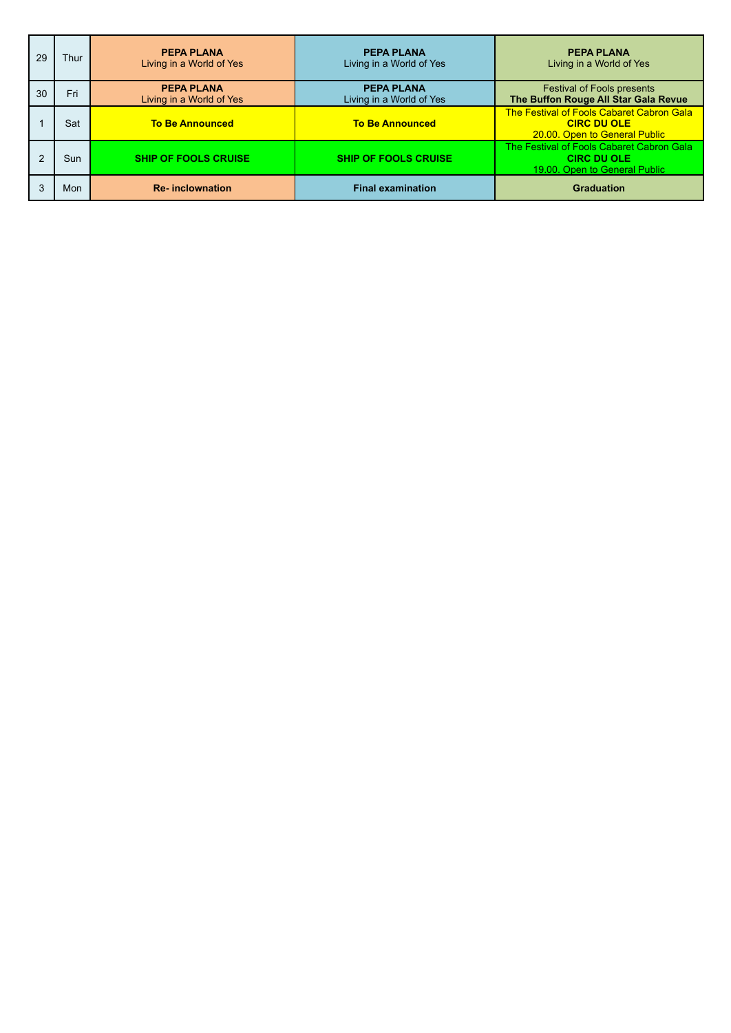| | | | | |
|---|---|---|---|---|
| 29 | Thur | **PEPA PLANA**<br>Living in a World of Yes | **PEPA PLANA**<br>Living in a World of Yes | **PEPA PLANA**<br>Living in a World of Yes |
| 30 | Fri | **PEPA PLANA**<br>Living in a World of Yes | **PEPA PLANA**<br>Living in a World of Yes | Festival of Fools presents<br>**The Buffon Rouge All Star Gala Revue** |
| 1 | Sat | **To Be Announced** | **To Be Announced** | The Festival of Fools Cabaret Cabron Gala<br>**CIRC DU OLE**<br>20.00. Open to General Public |
| 2 | Sun | **SHIP OF FOOLS CRUISE** | **SHIP OF FOOLS CRUISE** | The Festival of Fools Cabaret Cabron Gala<br>**CIRC DU OLE**<br>19.00. Open to General Public |
| 3 | Mon | **Re- inclownation** | **Final examination** | **Graduation** |